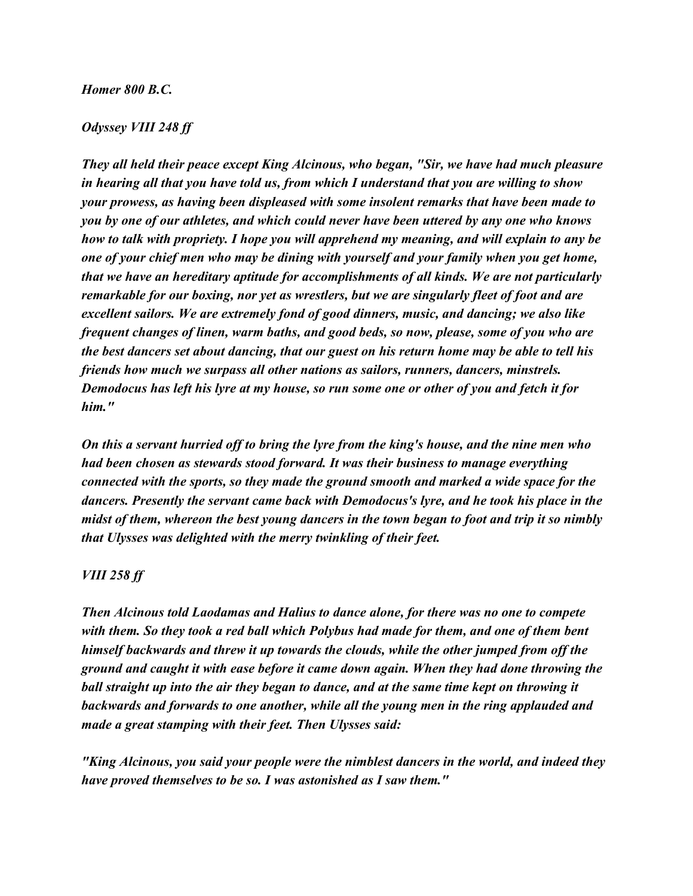*Homer 800 B.C.*

*Odyssey VIII 248 ff*

*They all held their peace except King Alcinous, who began, "Sir, we have had much pleasure in hearing all that you have told us, from which I understand that you are willing to show your prowess, as having been displeased with some insolent remarks that have been made to you by one of our athletes, and which could never have been uttered by any one who knows how to talk with propriety. I hope you will apprehend my meaning, and will explain to any be one of your chief men who may be dining with yourself and your family when you get home, that we have an hereditary aptitude for accomplishments of all kinds. We are not particularly remarkable for our boxing, nor yet as wrestlers, but we are singularly fleet of foot and are excellent sailors. We are extremely fond of good dinners, music, and dancing; we also like frequent changes of linen, warm baths, and good beds, so now, please, some of you who are the best dancers set about dancing, that our guest on his return home may be able to tell his friends how much we surpass all other nations as sailors, runners, dancers, minstrels. Demodocus has left his lyre at my house, so run some one or other of you and fetch it for him."*

*On this a servant hurried off to bring the lyre from the king's house, and the nine men who had been chosen as stewards stood forward. It was their business to manage everything connected with the sports, so they made the ground smooth and marked a wide space for the dancers. Presently the servant came back with Demodocus's lyre, and he took his place in the midst of them, whereon the best young dancers in the town began to foot and trip it so nimbly that Ulysses was delighted with the merry twinkling of their feet.*

*VIII 258 ff*

*Then Alcinous told Laodamas and Halius to dance alone, for there was no one to compete with them. So they took a red ball which Polybus had made for them, and one of them bent himself backwards and threw it up towards the clouds, while the other jumped from off the ground and caught it with ease before it came down again. When they had done throwing the ball straight up into the air they began to dance, and at the same time kept on throwing it backwards and forwards to one another, while all the young men in the ring applauded and made a great stamping with their feet. Then Ulysses said:*

*"King Alcinous, you said your people were the nimblest dancers in the world, and indeed they have proved themselves to be so. I was astonished as I saw them."*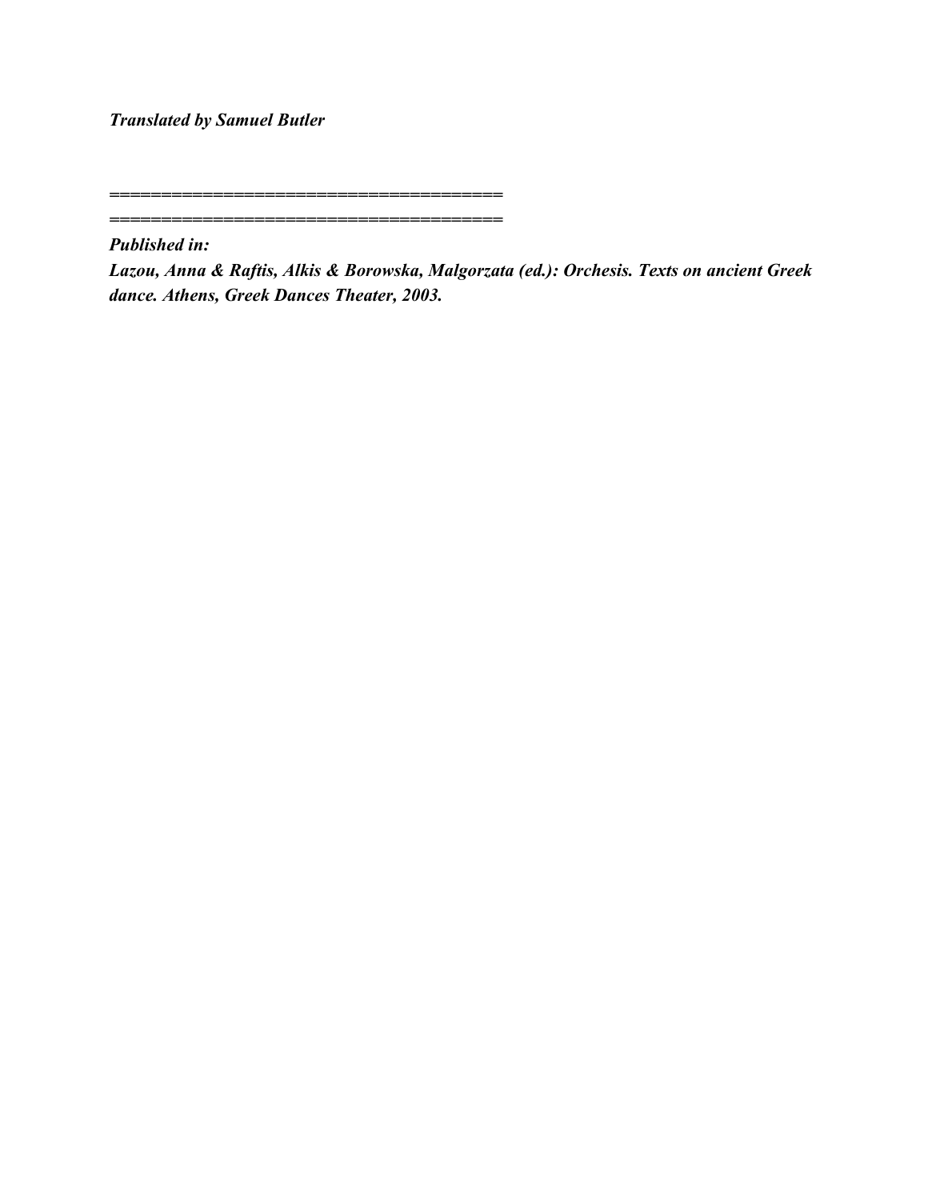***Translated by Samuel Butler***

***======================================***
***======================================***

***Published in:***

***Lazou, Anna & Raftis, Alkis & Borowska, Malgorzata (ed.): Orchesis. Texts on ancient Greek dance. Athens, Greek Dances Theater, 2003.***